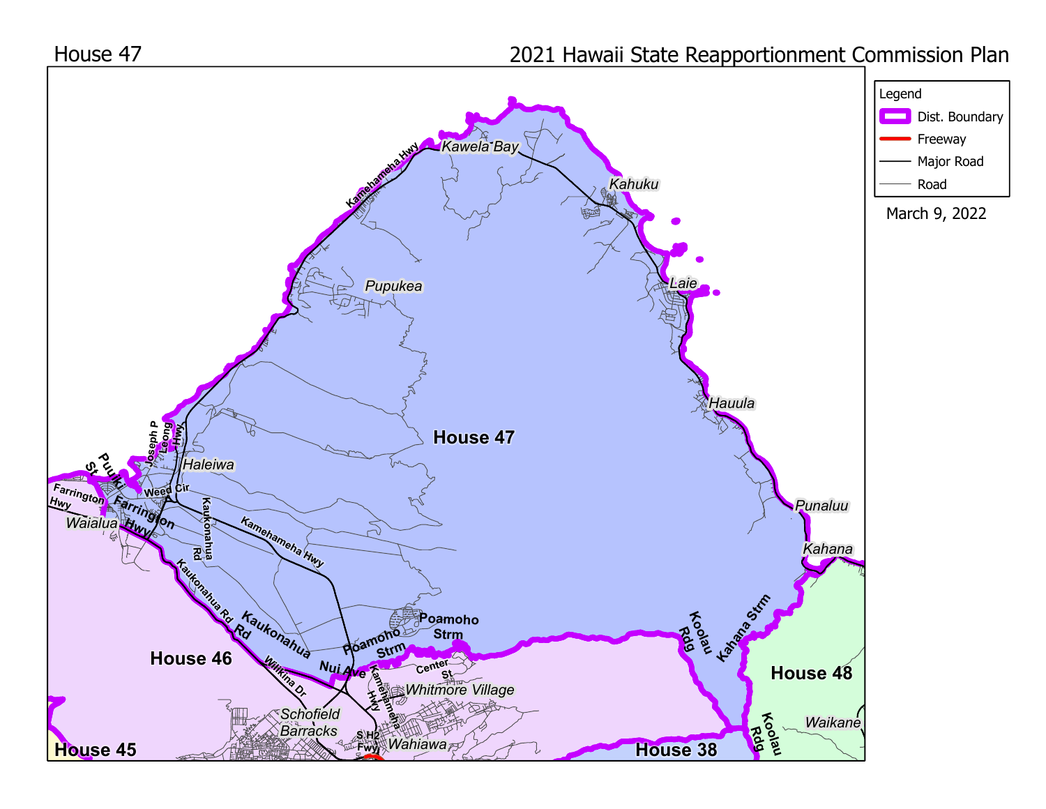House 47

2021 Hawaii State Reapportionment Commission Plan

Legend

- Dist. Boundary
- Freeway
- Major Road
- Road

March 9, 2022

House 47

House 46

House 45

House 48

House 38

Kawela Bay

Kahuku

Laie

Pupukea

Hauula

Punaluu

Kahana

Haleiwa

Waialua

Whitmore Village

Schofield Barracks

Wahiawa

Waikane

Kamehameha Hwy

Joseph P Leong Hwy

Puuiki St

Farrington Hwy

Weed Cir

Kaukonahua Rd

Poamoho Strm

Nui Ave

Center St

Wilikina Dr

S H2 Fwy

Koolau Rdg

Kahana Strm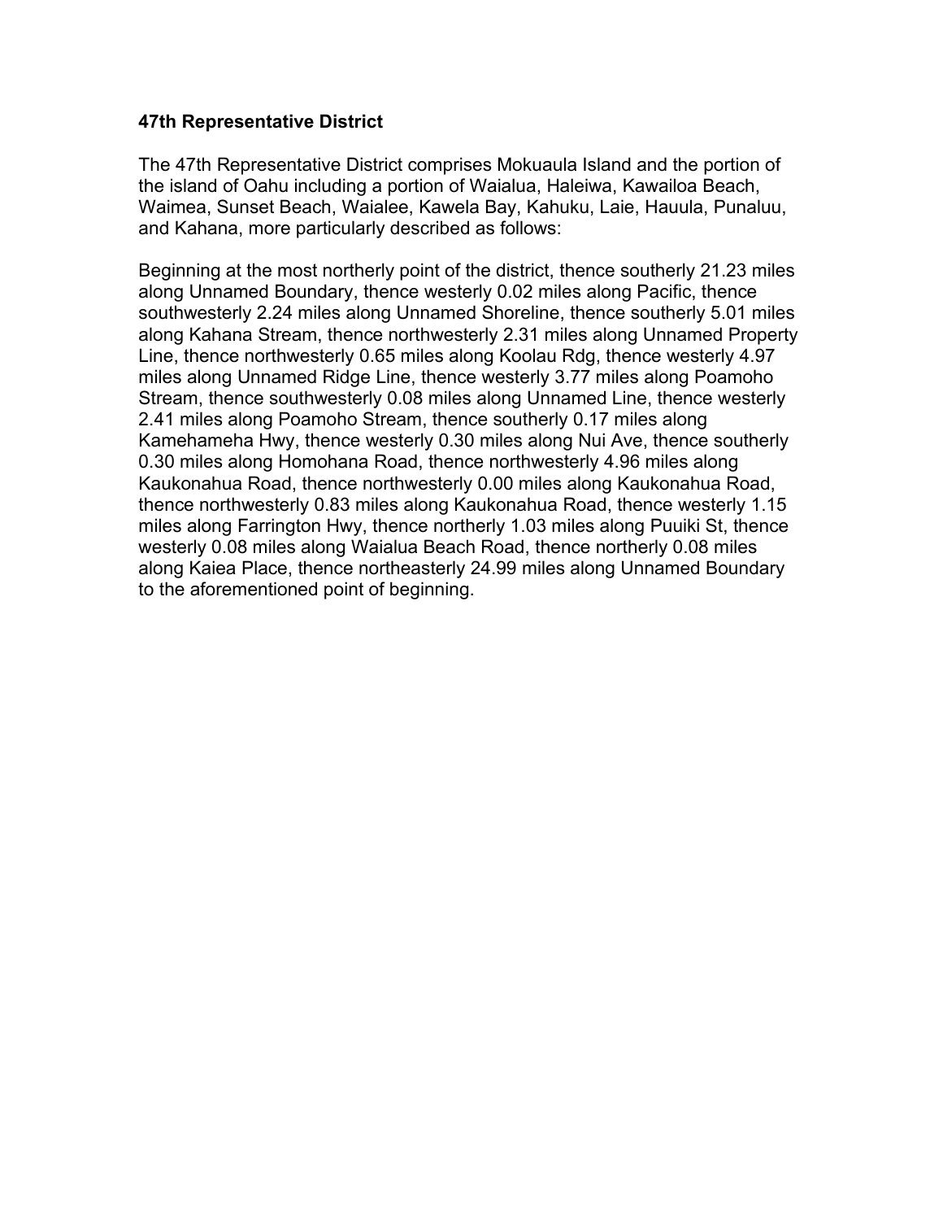**47th Representative District**

The 47th Representative District comprises Mokuaula Island and the portion of the island of Oahu including a portion of Waialua, Haleiwa, Kawailoa Beach, Waimea, Sunset Beach, Waialee, Kawela Bay, Kahuku, Laie, Hauula, Punaluu, and Kahana, more particularly described as follows:

Beginning at the most northerly point of the district, thence southerly 21.23 miles along Unnamed Boundary, thence westerly 0.02 miles along Pacific, thence southwesterly 2.24 miles along Unnamed Shoreline, thence southerly 5.01 miles along Kahana Stream, thence northwesterly 2.31 miles along Unnamed Property Line, thence northwesterly 0.65 miles along Koolau Rdg, thence westerly 4.97 miles along Unnamed Ridge Line, thence westerly 3.77 miles along Poamoho Stream, thence southwesterly 0.08 miles along Unnamed Line, thence westerly 2.41 miles along Poamoho Stream, thence southerly 0.17 miles along Kamehameha Hwy, thence westerly 0.30 miles along Nui Ave, thence southerly 0.30 miles along Homohana Road, thence northwesterly 4.96 miles along Kaukonahua Road, thence northwesterly 0.00 miles along Kaukonahua Road, thence northwesterly 0.83 miles along Kaukonahua Road, thence westerly 1.15 miles along Farrington Hwy, thence northerly 1.03 miles along Puuiki St, thence westerly 0.08 miles along Waialua Beach Road, thence northerly 0.08 miles along Kaiea Place, thence northeasterly 24.99 miles along Unnamed Boundary to the aforementioned point of beginning.